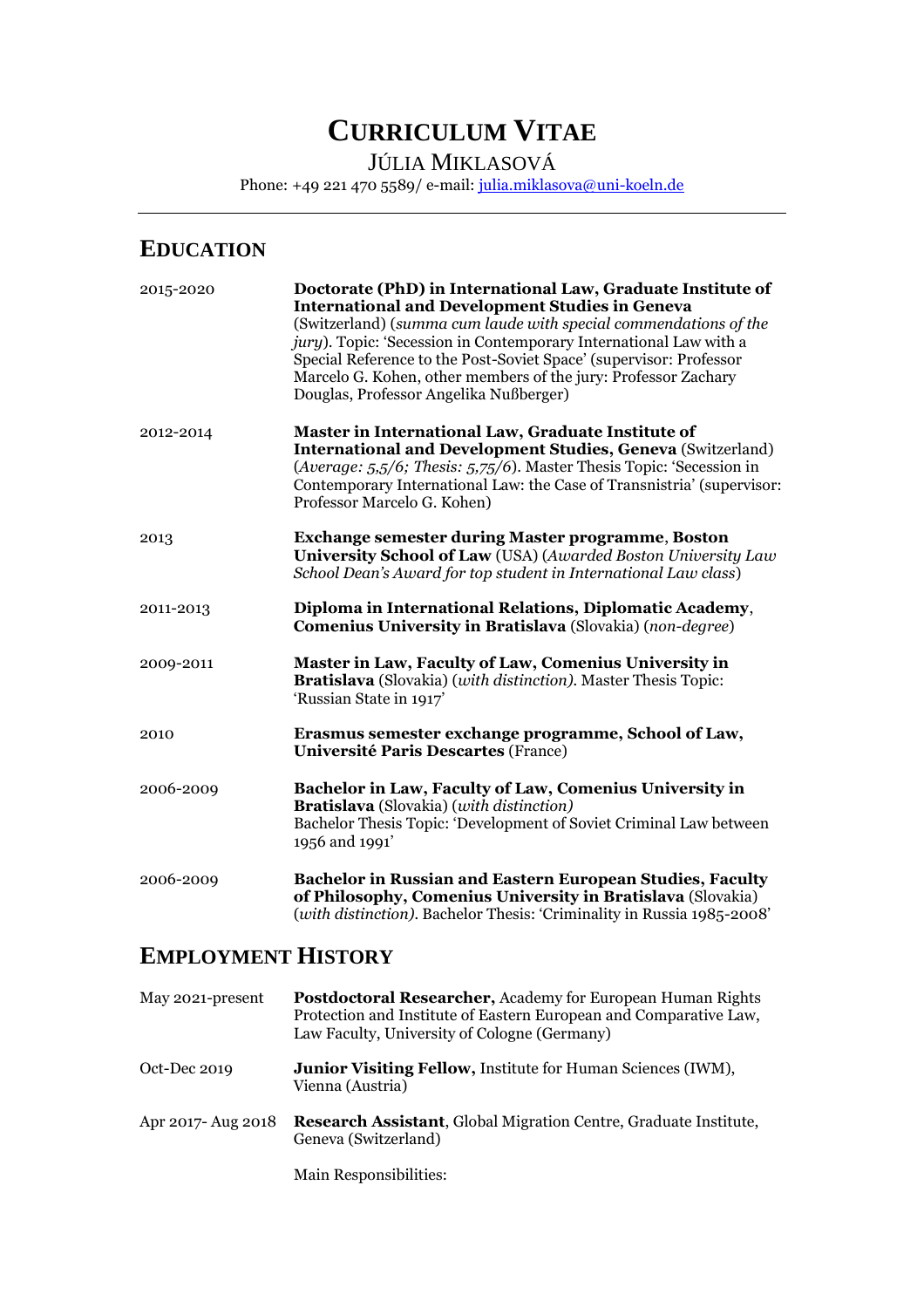# CURRICULUM VITAE

JÚLIA MIKLASOVÁ

Phone: +49 221 470 5589/ e-mail: julia.miklasova@uni-koeln.de

---

## EDUCATION

2015-2020 **Doctorate (PhD) in International Law, Graduate Institute of International and Development Studies in Geneva** (Switzerland) (*summa cum laude with special commendations of the jury*). Topic: 'Secession in Contemporary International Law with a Special Reference to the Post-Soviet Space' (supervisor: Professor Marcelo G. Kohen, other members of the jury: Professor Zachary Douglas, Professor Angelika Nußberger)

2012-2014 **Master in International Law, Graduate Institute of International and Development Studies, Geneva** (Switzerland) (*Average: 5,5/6; Thesis: 5,75/6*). Master Thesis Topic: 'Secession in Contemporary International Law: the Case of Transnistria' (supervisor: Professor Marcelo G. Kohen)

2013 **Exchange semester during Master programme**, **Boston University School of Law** (USA) (*Awarded Boston University Law School Dean's Award for top student in International Law class*)

2011-2013 **Diploma in International Relations, Diplomatic Academy**, **Comenius University in Bratislava** (Slovakia) (*non-degree*)

2009-2011 **Master in Law, Faculty of Law, Comenius University in Bratislava** (Slovakia) (*with distinction)*. Master Thesis Topic: 'Russian State in 1917'

2010 **Erasmus semester exchange programme, School of Law, Université Paris Descartes** (France)

2006-2009 **Bachelor in Law, Faculty of Law, Comenius University in Bratislava** (Slovakia) (*with distinction)*
Bachelor Thesis Topic: 'Development of Soviet Criminal Law between 1956 and 1991'

2006-2009 **Bachelor in Russian and Eastern European Studies, Faculty of Philosophy, Comenius University in Bratislava** (Slovakia) (*with distinction)*. Bachelor Thesis: 'Criminality in Russia 1985-2008'

## EMPLOYMENT HISTORY

May 2021-present **Postdoctoral Researcher,** Academy for European Human Rights Protection and Institute of Eastern European and Comparative Law, Law Faculty, University of Cologne (Germany)

Oct-Dec 2019 **Junior Visiting Fellow,** Institute for Human Sciences (IWM), Vienna (Austria)

Apr 2017- Aug 2018 **Research Assistant**, Global Migration Centre, Graduate Institute, Geneva (Switzerland)

Main Responsibilities: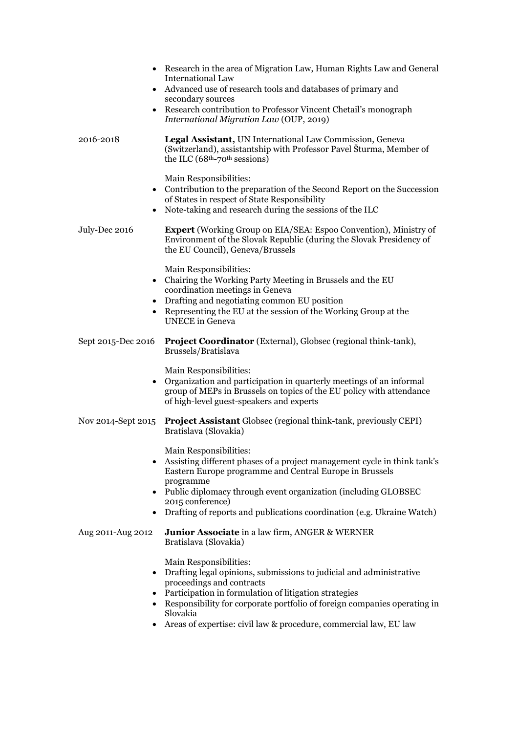- Research in the area of Migration Law, Human Rights Law and General International Law
- Advanced use of research tools and databases of primary and secondary sources
- Research contribution to Professor Vincent Chetail's monograph *International Migration Law* (OUP, 2019)

2016-2018 **Legal Assistant,** UN International Law Commission, Geneva (Switzerland), assistantship with Professor Pavel Šturma, Member of the ILC (68th-70th sessions)

Main Responsibilities:

- Contribution to the preparation of the Second Report on the Succession of States in respect of State Responsibility
- Note-taking and research during the sessions of the ILC

July-Dec 2016 **Expert** (Working Group on EIA/SEA: Espoo Convention), Ministry of Environment of the Slovak Republic (during the Slovak Presidency of the EU Council), Geneva/Brussels

Main Responsibilities:

- Chairing the Working Party Meeting in Brussels and the EU coordination meetings in Geneva
- Drafting and negotiating common EU position
- Representing the EU at the session of the Working Group at the UNECE in Geneva

Sept 2015-Dec 2016 **Project Coordinator** (External), Globsec (regional think-tank), Brussels/Bratislava

Main Responsibilities:

- Organization and participation in quarterly meetings of an informal group of MEPs in Brussels on topics of the EU policy with attendance of high-level guest-speakers and experts

Nov 2014-Sept 2015 **Project Assistant** Globsec (regional think-tank, previously CEPI) Bratislava (Slovakia)

Main Responsibilities:

- Assisting different phases of a project management cycle in think tank's Eastern Europe programme and Central Europe in Brussels programme
- Public diplomacy through event organization (including GLOBSEC 2015 conference)
- Drafting of reports and publications coordination (e.g. Ukraine Watch)

Aug 2011-Aug 2012 **Junior Associate** in a law firm, ANGER & WERNER Bratislava (Slovakia)

Main Responsibilities:

- Drafting legal opinions, submissions to judicial and administrative proceedings and contracts
- Participation in formulation of litigation strategies
- Responsibility for corporate portfolio of foreign companies operating in Slovakia
- Areas of expertise: civil law & procedure, commercial law, EU law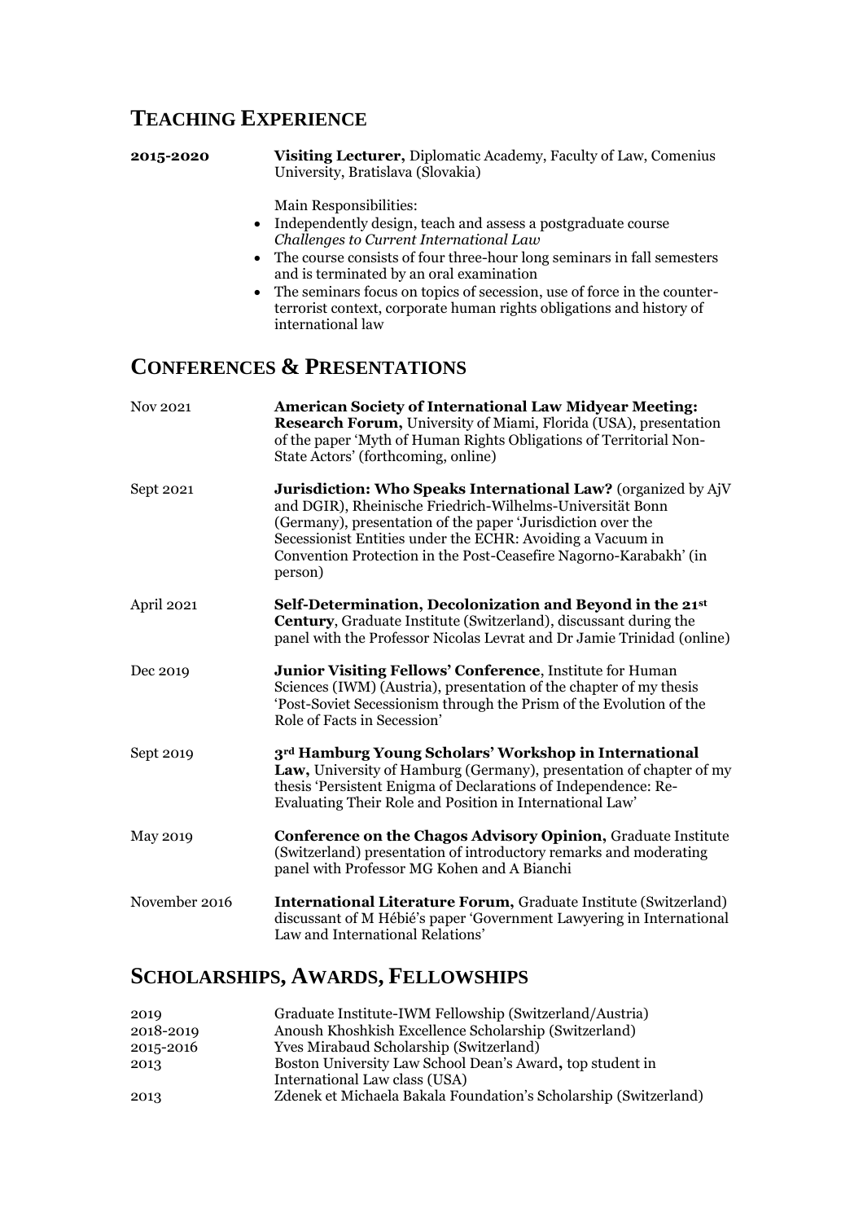## TEACHING EXPERIENCE

**2015-2020** **Visiting Lecturer,** Diplomatic Academy, Faculty of Law, Comenius University, Bratislava (Slovakia)

Main Responsibilities:

- Independently design, teach and assess a postgraduate course *Challenges to Current International Law*
- The course consists of four three-hour long seminars in fall semesters and is terminated by an oral examination
- The seminars focus on topics of secession, use of force in the counter-terrorist context, corporate human rights obligations and history of international law

## CONFERENCES & PRESENTATIONS

Nov 2021 **American Society of International Law Midyear Meeting: Research Forum,** University of Miami, Florida (USA), presentation of the paper 'Myth of Human Rights Obligations of Territorial Non-State Actors' (forthcoming, online)

Sept 2021 **Jurisdiction: Who Speaks International Law?** (organized by AjV and DGIR), Rheinische Friedrich-Wilhelms-Universität Bonn (Germany), presentation of the paper 'Jurisdiction over the Secessionist Entities under the ECHR: Avoiding a Vacuum in Convention Protection in the Post-Ceasefire Nagorno-Karabakh' (in person)

April 2021 **Self-Determination, Decolonization and Beyond in the 21st Century**, Graduate Institute (Switzerland), discussant during the panel with the Professor Nicolas Levrat and Dr Jamie Trinidad (online)

Dec 2019 **Junior Visiting Fellows' Conference**, Institute for Human Sciences (IWM) (Austria), presentation of the chapter of my thesis 'Post-Soviet Secessionism through the Prism of the Evolution of the Role of Facts in Secession'

Sept 2019 **3rd Hamburg Young Scholars' Workshop in International Law,** University of Hamburg (Germany), presentation of chapter of my thesis 'Persistent Enigma of Declarations of Independence: Re-Evaluating Their Role and Position in International Law'

May 2019 **Conference on the Chagos Advisory Opinion,** Graduate Institute (Switzerland) presentation of introductory remarks and moderating panel with Professor MG Kohen and A Bianchi

November 2016 **International Literature Forum,** Graduate Institute (Switzerland) discussant of M Hébié's paper 'Government Lawyering in International Law and International Relations'

## SCHOLARSHIPS, AWARDS, FELLOWSHIPS

2019 Graduate Institute-IWM Fellowship (Switzerland/Austria)
2018-2019 Anoush Khoshkish Excellence Scholarship (Switzerland)
2015-2016 Yves Mirabaud Scholarship (Switzerland)
2013 Boston University Law School Dean's Award**,** top student in International Law class (USA)
2013 Zdenek et Michaela Bakala Foundation's Scholarship (Switzerland)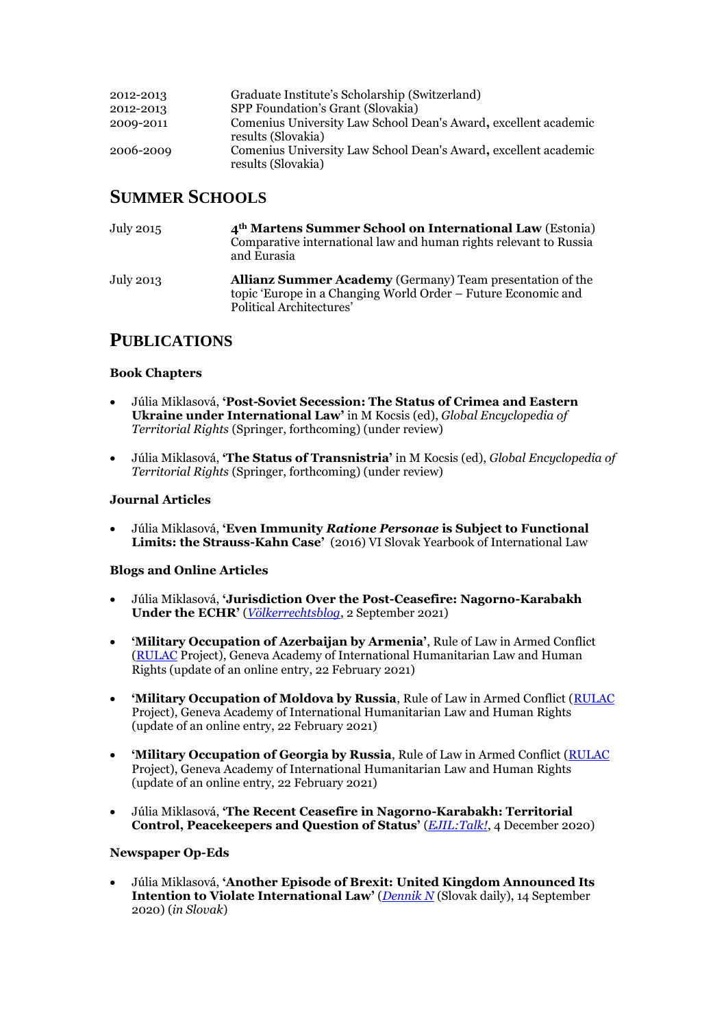| | |
|---|---|
| 2012-2013 | Graduate Institute's Scholarship (Switzerland) |
| 2012-2013 | SPP Foundation's Grant (Slovakia) |
| 2009-2011 | Comenius University Law School Dean's Award**,** excellent academic results (Slovakia) |
| 2006-2009 | Comenius University Law School Dean's Award**,** excellent academic results (Slovakia) |

## SUMMER SCHOOLS

| | |
|---|---|
| July 2015 | **4th Martens Summer School on International Law** (Estonia) Comparative international law and human rights relevant to Russia and Eurasia |
| July 2013 | **Allianz Summer Academy** (Germany) Team presentation of the topic 'Europe in a Changing World Order – Future Economic and Political Architectures' |

## PUBLICATIONS

### Book Chapters

- Júlia Miklasová, **'Post-Soviet Secession: The Status of Crimea and Eastern Ukraine under International Law'** in M Kocsis (ed), *Global Encyclopedia of Territorial Rights* (Springer, forthcoming) (under review)

- Júlia Miklasová, **'The Status of Transnistria'** in M Kocsis (ed), *Global Encyclopedia of Territorial Rights* (Springer, forthcoming) (under review)

### Journal Articles

- Júlia Miklasová, **'Even Immunity *Ratione Personae* is Subject to Functional Limits: the Strauss-Kahn Case'** (2016) VI Slovak Yearbook of International Law

### Blogs and Online Articles

- Júlia Miklasová, **'Jurisdiction Over the Post-Ceasefire: Nagorno-Karabakh Under the ECHR'** (*Völkerrechtsblog*, 2 September 2021)

- **'Military Occupation of Azerbaijan by Armenia'**, Rule of Law in Armed Conflict (RULAC Project), Geneva Academy of International Humanitarian Law and Human Rights (update of an online entry, 22 February 2021)

- **'Military Occupation of Moldova by Russia**, Rule of Law in Armed Conflict (RULAC Project), Geneva Academy of International Humanitarian Law and Human Rights (update of an online entry, 22 February 2021)

- **'Military Occupation of Georgia by Russia**, Rule of Law in Armed Conflict (RULAC Project), Geneva Academy of International Humanitarian Law and Human Rights (update of an online entry, 22 February 2021)

- Júlia Miklasová, **'The Recent Ceasefire in Nagorno-Karabakh: Territorial Control, Peacekeepers and Question of Status'** (*EJIL:Talk!*, 4 December 2020)

### Newspaper Op-Eds

- Júlia Miklasová, **'Another Episode of Brexit: United Kingdom Announced Its Intention to Violate International Law'** (*Dennik N* (Slovak daily), 14 September 2020) (*in Slovak*)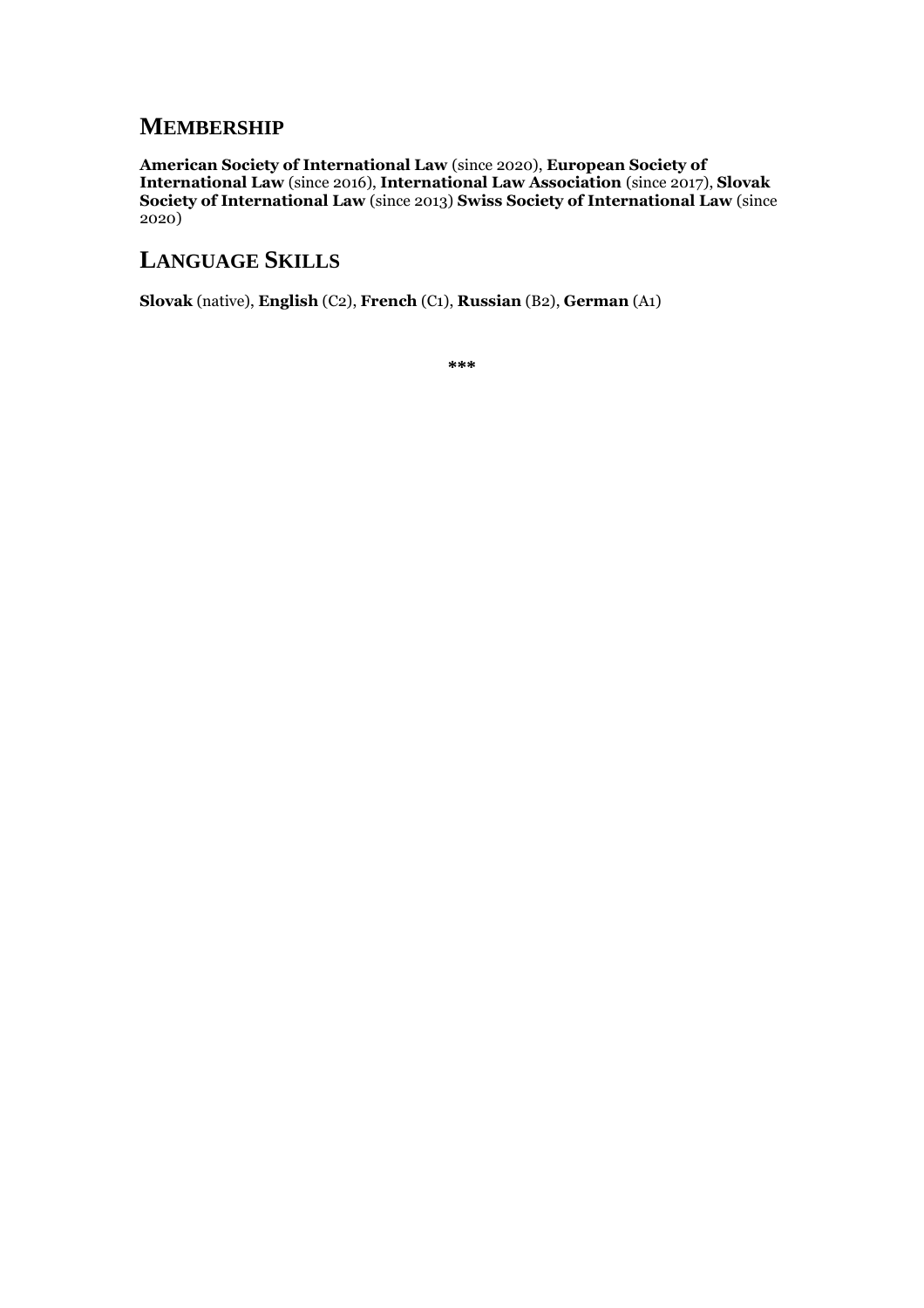## MEMBERSHIP

**American Society of International Law** (since 2020), **European Society of International Law** (since 2016), **International Law Association** (since 2017), **Slovak Society of International Law** (since 2013) **Swiss Society of International Law** (since 2020)

## LANGUAGE SKILLS

**Slovak** (native), **English** (C2), **French** (C1), **Russian** (B2), **German** (A1)

***